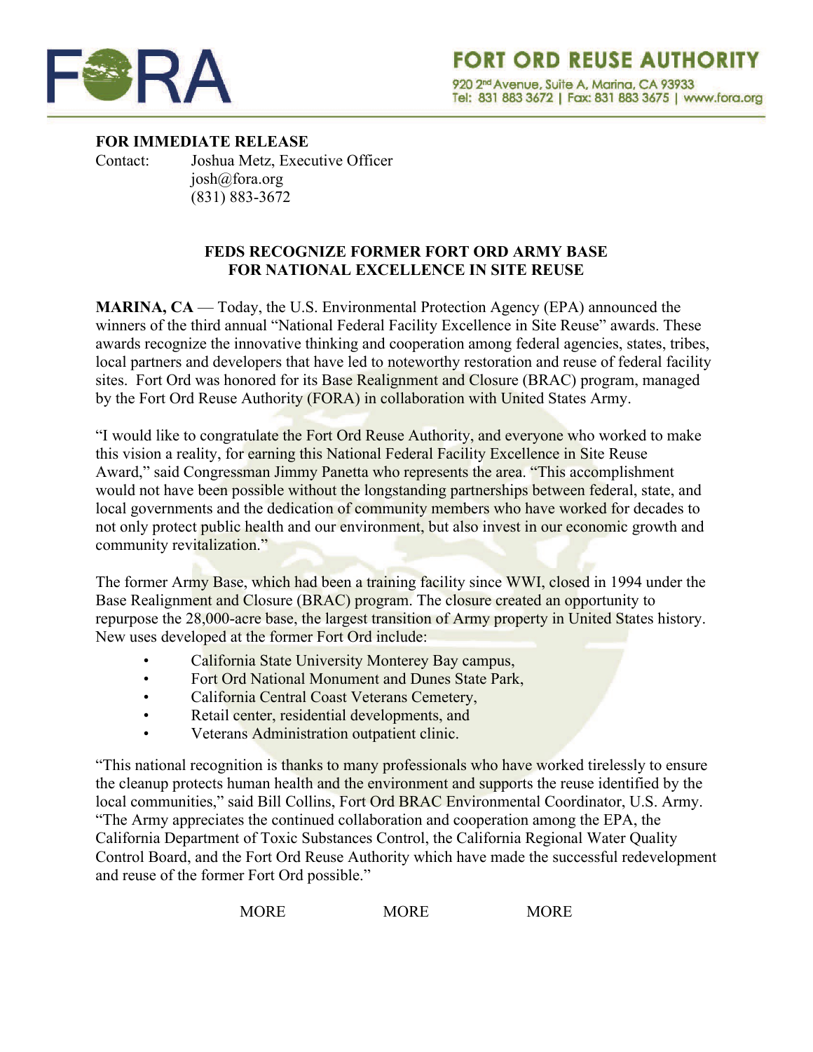# FORA

**FORT ORD REUSE AUTHORITY**
920 2nd Avenue, Suite A, Marina, CA 93933
Tel: 831 883 3672 | Fax: 831 883 3675 | www.fora.org

**FOR IMMEDIATE RELEASE**
Contact: Joshua Metz, Executive Officer
josh@fora.org
(831) 883-3672

## FEDS RECOGNIZE FORMER FORT ORD ARMY BASE FOR NATIONAL EXCELLENCE IN SITE REUSE

**MARINA, CA** — Today, the U.S. Environmental Protection Agency (EPA) announced the winners of the third annual "National Federal Facility Excellence in Site Reuse" awards. These awards recognize the innovative thinking and cooperation among federal agencies, states, tribes, local partners and developers that have led to noteworthy restoration and reuse of federal facility sites. Fort Ord was honored for its Base Realignment and Closure (BRAC) program, managed by the Fort Ord Reuse Authority (FORA) in collaboration with United States Army.

"I would like to congratulate the Fort Ord Reuse Authority, and everyone who worked to make this vision a reality, for earning this National Federal Facility Excellence in Site Reuse Award," said Congressman Jimmy Panetta who represents the area. "This accomplishment would not have been possible without the longstanding partnerships between federal, state, and local governments and the dedication of community members who have worked for decades to not only protect public health and our environment, but also invest in our economic growth and community revitalization."

The former Army Base, which had been a training facility since WWI, closed in 1994 under the Base Realignment and Closure (BRAC) program. The closure created an opportunity to repurpose the 28,000-acre base, the largest transition of Army property in United States history. New uses developed at the former Fort Ord include:

- California State University Monterey Bay campus,
- Fort Ord National Monument and Dunes State Park,
- California Central Coast Veterans Cemetery,
- Retail center, residential developments, and
- Veterans Administration outpatient clinic.

"This national recognition is thanks to many professionals who have worked tirelessly to ensure the cleanup protects human health and the environment and supports the reuse identified by the local communities," said Bill Collins, Fort Ord BRAC Environmental Coordinator, U.S. Army. "The Army appreciates the continued collaboration and cooperation among the EPA, the California Department of Toxic Substances Control, the California Regional Water Quality Control Board, and the Fort Ord Reuse Authority which have made the successful redevelopment and reuse of the former Fort Ord possible."

MORE MORE MORE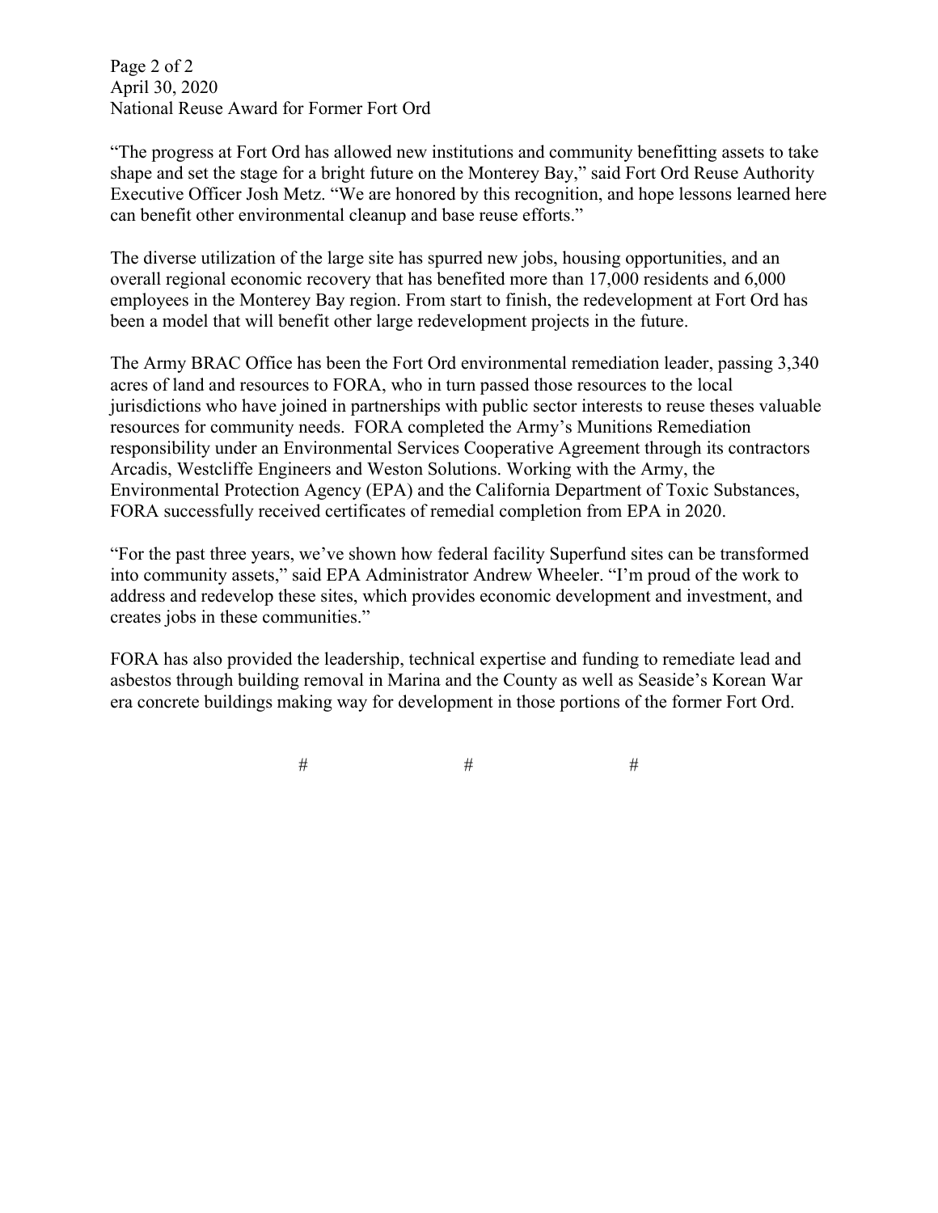"The progress at Fort Ord has allowed new institutions and community benefitting assets to take shape and set the stage for a bright future on the Monterey Bay," said Fort Ord Reuse Authority Executive Officer Josh Metz. "We are honored by this recognition, and hope lessons learned here can benefit other environmental cleanup and base reuse efforts."

The diverse utilization of the large site has spurred new jobs, housing opportunities, and an overall regional economic recovery that has benefited more than 17,000 residents and 6,000 employees in the Monterey Bay region. From start to finish, the redevelopment at Fort Ord has been a model that will benefit other large redevelopment projects in the future.

The Army BRAC Office has been the Fort Ord environmental remediation leader, passing 3,340 acres of land and resources to FORA, who in turn passed those resources to the local jurisdictions who have joined in partnerships with public sector interests to reuse theses valuable resources for community needs. FORA completed the Army's Munitions Remediation responsibility under an Environmental Services Cooperative Agreement through its contractors Arcadis, Westcliffe Engineers and Weston Solutions. Working with the Army, the Environmental Protection Agency (EPA) and the California Department of Toxic Substances, FORA successfully received certificates of remedial completion from EPA in 2020.

"For the past three years, we've shown how federal facility Superfund sites can be transformed into community assets," said EPA Administrator Andrew Wheeler. "I'm proud of the work to address and redevelop these sites, which provides economic development and investment, and creates jobs in these communities."

FORA has also provided the leadership, technical expertise and funding to remediate lead and asbestos through building removal in Marina and the County as well as Seaside's Korean War era concrete buildings making way for development in those portions of the former Fort Ord.

\# # #